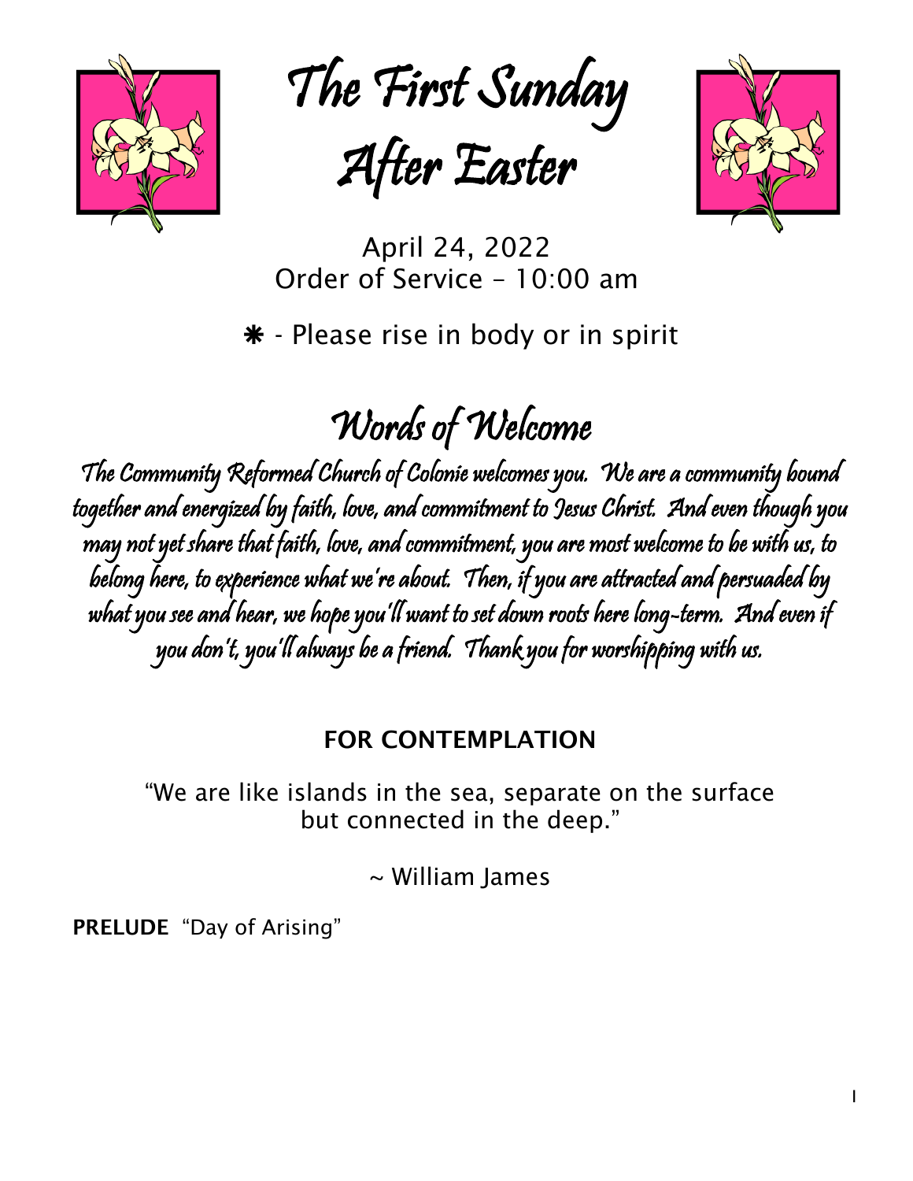# The First Sunday After Easter

April 24, 2022
Order of Service – 10:00 am

❋ - Please rise in body or in spirit

## Words of Welcome

*The Community Reformed Church of Colonie welcomes you. We are a community bound together and energized by faith, love, and commitment to Jesus Christ. And even though you may not yet share that faith, love, and commitment, you are most welcome to be with us, to belong here, to experience what we're about. Then, if you are attracted and persuaded by what you see and hear, we hope you'll want to set down roots here long-term. And even if you don't, you'll always be a friend. Thank you for worshipping with us.*

**FOR CONTEMPLATION**

"We are like islands in the sea, separate on the surface but connected in the deep."

~ William James

**PRELUDE** "Day of Arising"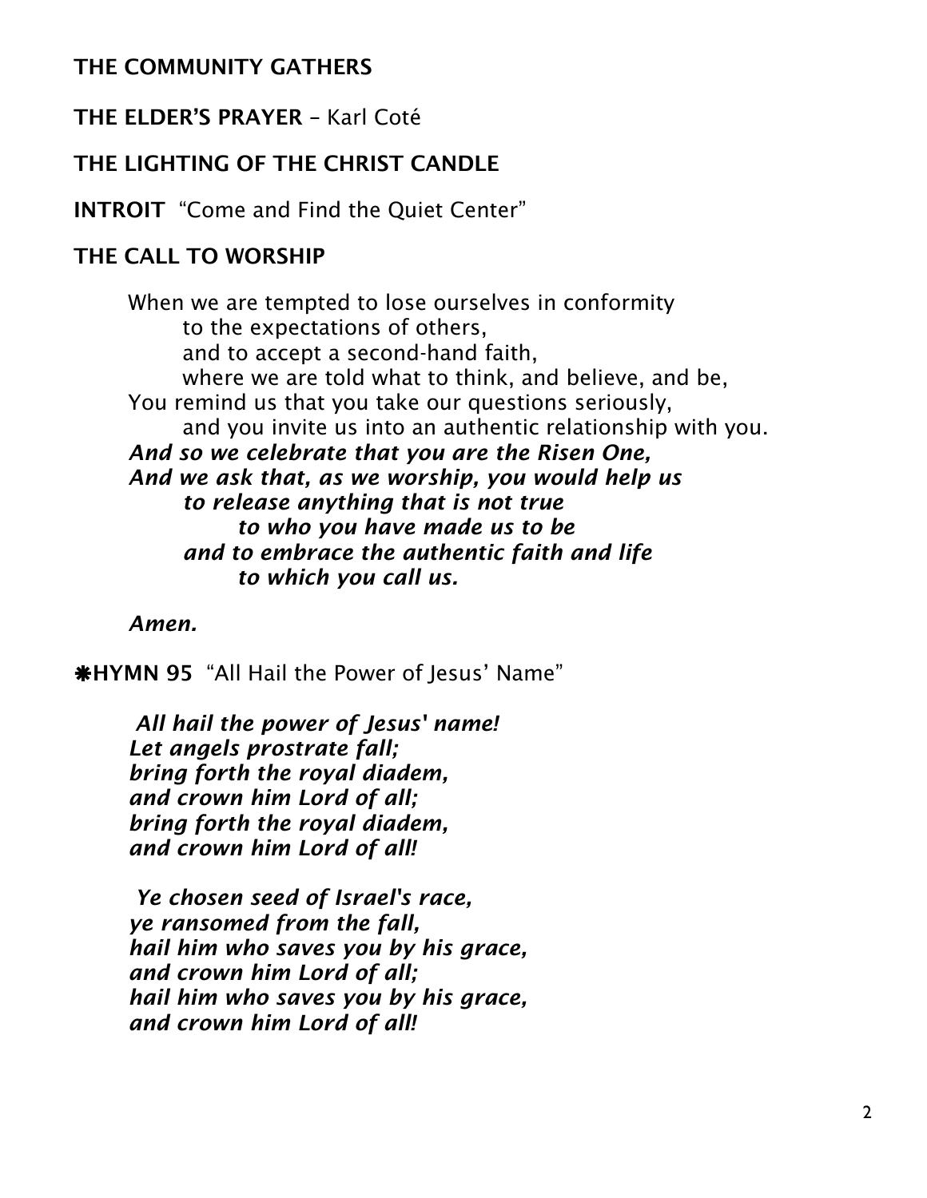## THE COMMUNITY GATHERS

**THE ELDER'S PRAYER** – Karl Coté

**THE LIGHTING OF THE CHRIST CANDLE**

**INTROIT** "Come and Find the Quiet Center"

**THE CALL TO WORSHIP**

When we are tempted to lose ourselves in conformity
to the expectations of others,
and to accept a second-hand faith,
where we are told what to think, and believe, and be,
You remind us that you take our questions seriously,
and you invite us into an authentic relationship with you.
***And so we celebrate that you are the Risen One,***
***And we ask that, as we worship, you would help us***
***to release anything that is not true***
***to who you have made us to be***
***and to embrace the authentic faith and life***
***to which you call us.***

***Amen.***

**✱HYMN 95** "All Hail the Power of Jesus' Name"

***All hail the power of Jesus' name!***
***Let angels prostrate fall;***
***bring forth the royal diadem,***
***and crown him Lord of all;***
***bring forth the royal diadem,***
***and crown him Lord of all!***

***Ye chosen seed of Israel's race,***
***ye ransomed from the fall,***
***hail him who saves you by his grace,***
***and crown him Lord of all;***
***hail him who saves you by his grace,***
***and crown him Lord of all!***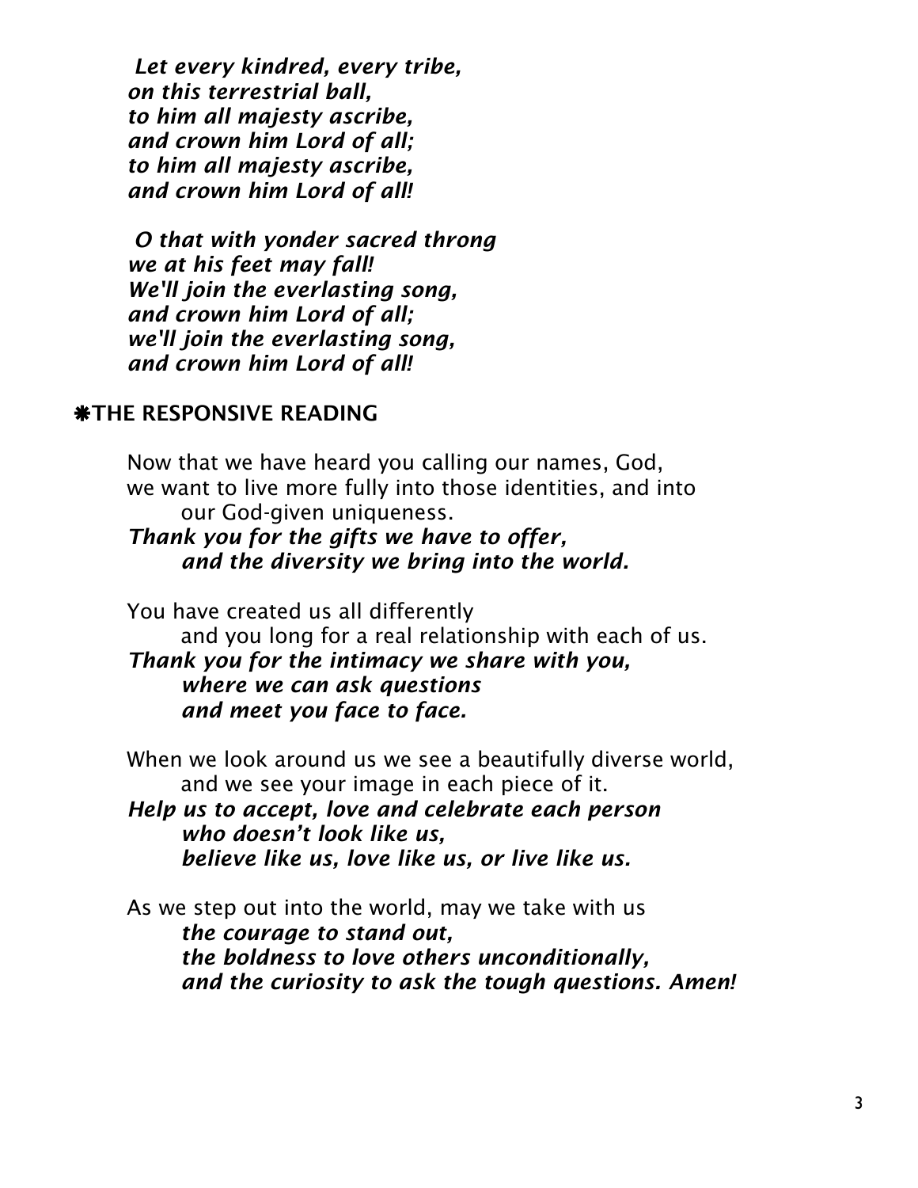*Let every kindred, every tribe,*
*on this terrestrial ball,*
*to him all majesty ascribe,*
*and crown him Lord of all;*
*to him all majesty ascribe,*
*and crown him Lord of all!*

*O that with yonder sacred throng*
*we at his feet may fall!*
*We'll join the everlasting song,*
*and crown him Lord of all;*
*we'll join the everlasting song,*
*and crown him Lord of all!*

**✱THE RESPONSIVE READING**

Now that we have heard you calling our names, God,
we want to live more fully into those identities, and into
our God-given uniqueness.
***Thank you for the gifts we have to offer,***
***and the diversity we bring into the world.***

You have created us all differently
and you long for a real relationship with each of us.
***Thank you for the intimacy we share with you,***
***where we can ask questions***
***and meet you face to face.***

When we look around us we see a beautifully diverse world,
and we see your image in each piece of it.
***Help us to accept, love and celebrate each person***
***who doesn't look like us,***
***believe like us, love like us, or live like us.***

As we step out into the world, may we take with us
***the courage to stand out,***
***the boldness to love others unconditionally,***
***and the curiosity to ask the tough questions. Amen!***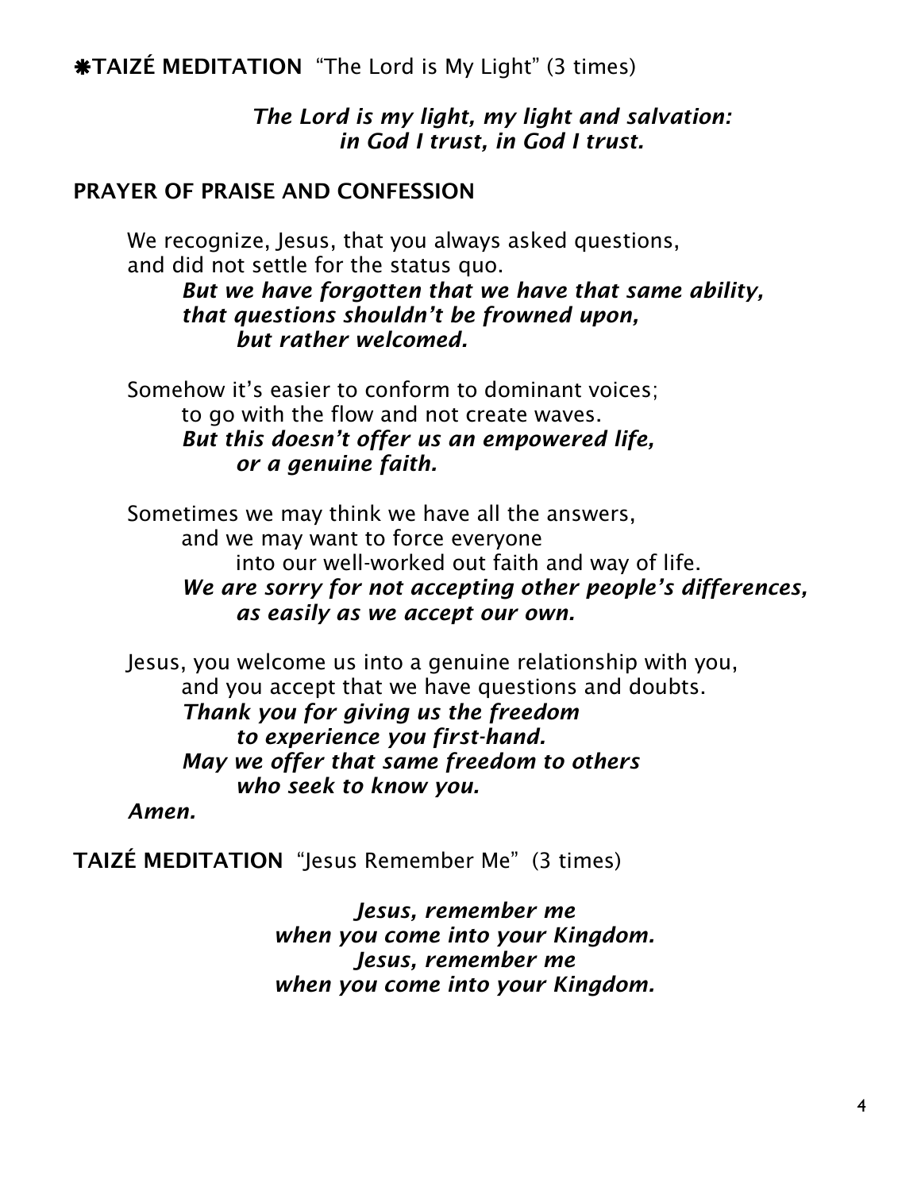**❋TAIZÉ MEDITATION** "The Lord is My Light" (3 times)

*The Lord is my light, my light and salvation:*
*in God I trust, in God I trust.*

**PRAYER OF PRAISE AND CONFESSION**

We recognize, Jesus, that you always asked questions,
and did not settle for the status quo.
***But we have forgotten that we have that same ability,***
***that questions shouldn't be frowned upon,***
***but rather welcomed.***

Somehow it's easier to conform to dominant voices;
to go with the flow and not create waves.
***But this doesn't offer us an empowered life,***
***or a genuine faith.***

Sometimes we may think we have all the answers,
and we may want to force everyone
into our well-worked out faith and way of life.
***We are sorry for not accepting other people's differences,***
***as easily as we accept our own.***

Jesus, you welcome us into a genuine relationship with you,
and you accept that we have questions and doubts.
***Thank you for giving us the freedom***
***to experience you first-hand.***
***May we offer that same freedom to others***
***who seek to know you.***
***Amen.***

**TAIZÉ MEDITATION** "Jesus Remember Me" (3 times)

***Jesus, remember me***
***when you come into your Kingdom.***
***Jesus, remember me***
***when you come into your Kingdom.***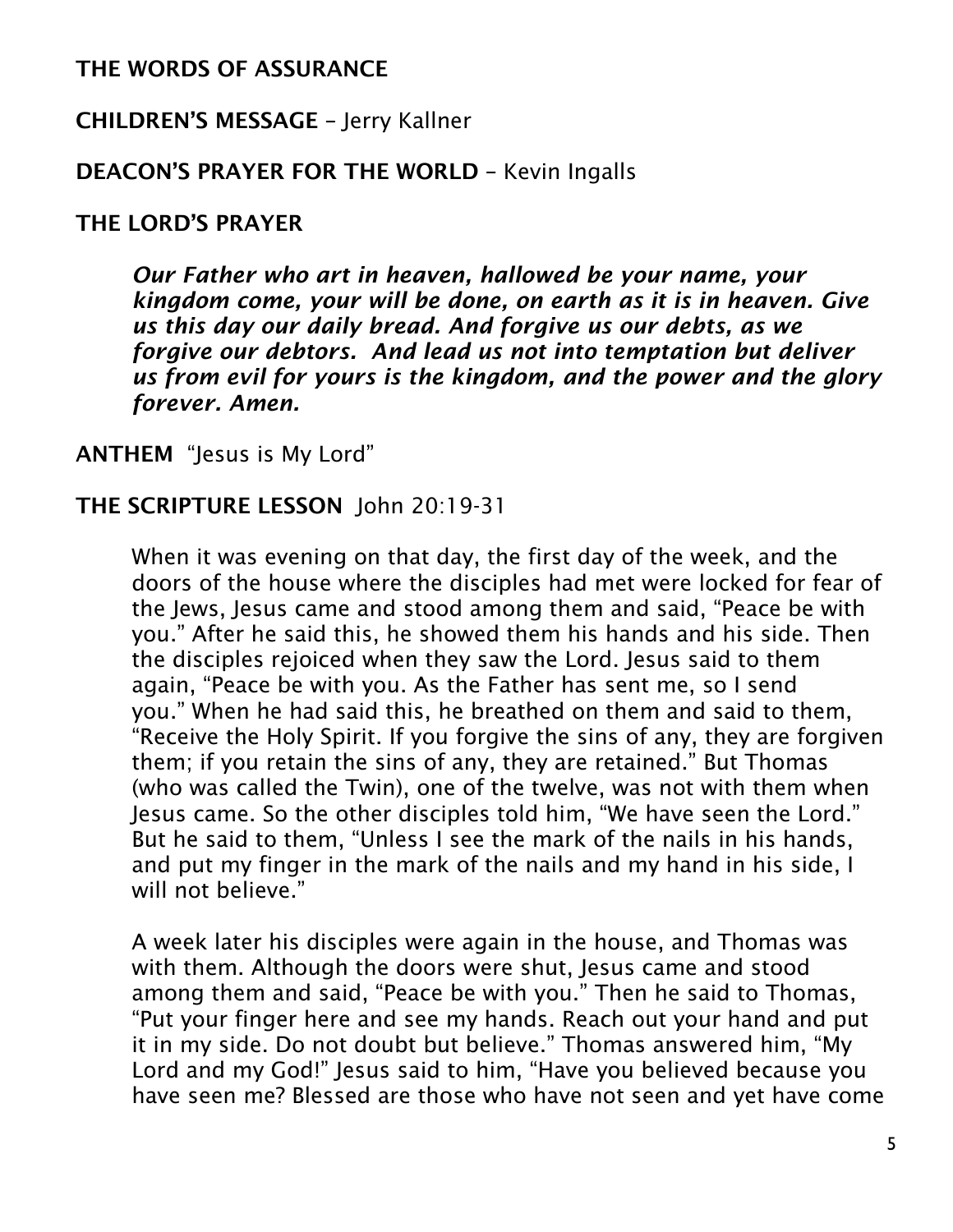**THE WORDS OF ASSURANCE**

**CHILDREN'S MESSAGE** – Jerry Kallner

**DEACON'S PRAYER FOR THE WORLD** – Kevin Ingalls

**THE LORD'S PRAYER**

> ***Our Father who art in heaven, hallowed be your name, your kingdom come, your will be done, on earth as it is in heaven. Give us this day our daily bread. And forgive us our debts, as we forgive our debtors. And lead us not into temptation but deliver us from evil for yours is the kingdom, and the power and the glory forever. Amen.***

**ANTHEM** "Jesus is My Lord"

**THE SCRIPTURE LESSON** John 20:19-31

> When it was evening on that day, the first day of the week, and the doors of the house where the disciples had met were locked for fear of the Jews, Jesus came and stood among them and said, "Peace be with you." After he said this, he showed them his hands and his side. Then the disciples rejoiced when they saw the Lord. Jesus said to them again, "Peace be with you. As the Father has sent me, so I send you." When he had said this, he breathed on them and said to them, "Receive the Holy Spirit. If you forgive the sins of any, they are forgiven them; if you retain the sins of any, they are retained." But Thomas (who was called the Twin), one of the twelve, was not with them when Jesus came. So the other disciples told him, "We have seen the Lord." But he said to them, "Unless I see the mark of the nails in his hands, and put my finger in the mark of the nails and my hand in his side, I will not believe."
>
> A week later his disciples were again in the house, and Thomas was with them. Although the doors were shut, Jesus came and stood among them and said, "Peace be with you." Then he said to Thomas, "Put your finger here and see my hands. Reach out your hand and put it in my side. Do not doubt but believe." Thomas answered him, "My Lord and my God!" Jesus said to him, "Have you believed because you have seen me? Blessed are those who have not seen and yet have come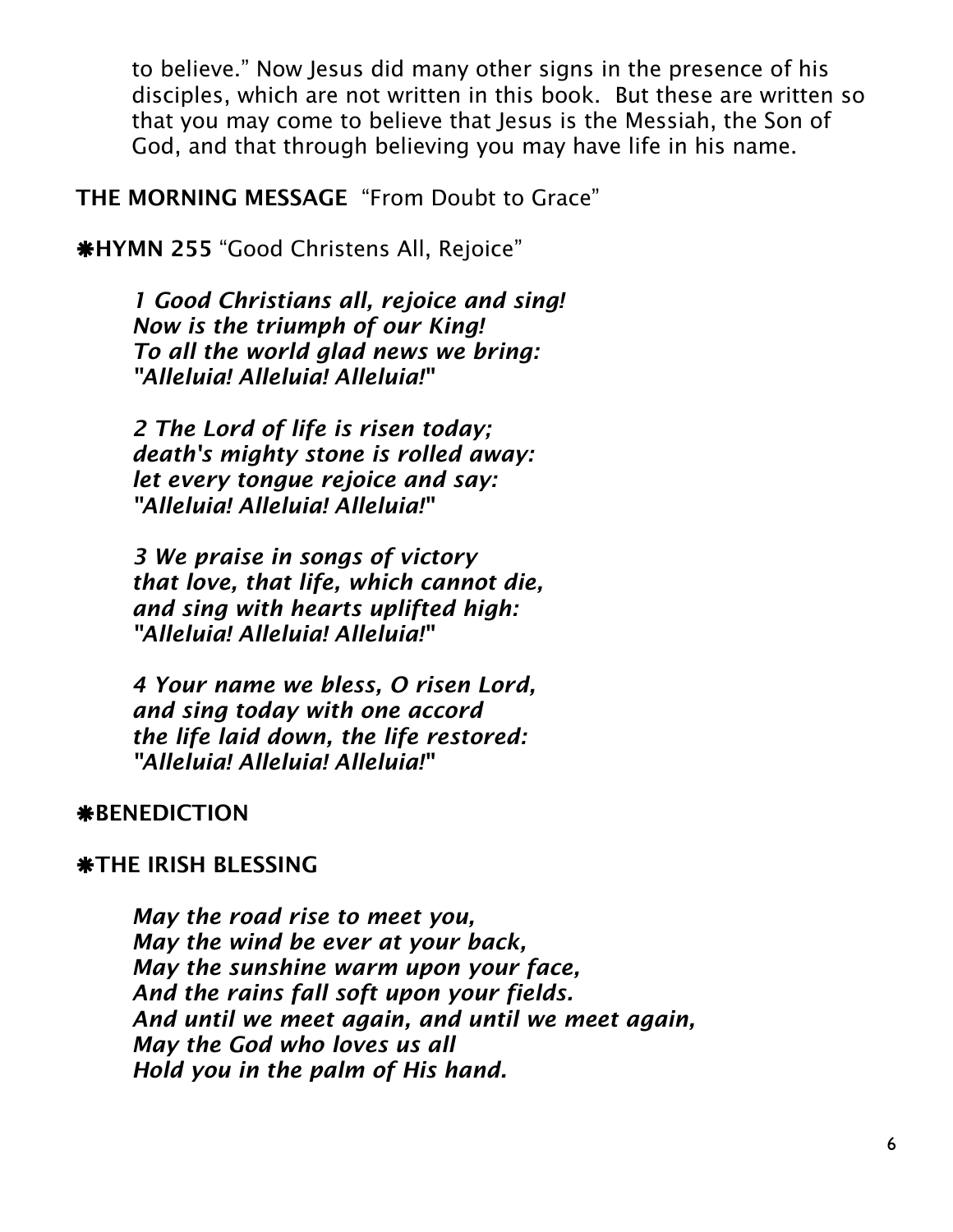to believe." Now Jesus did many other signs in the presence of his disciples, which are not written in this book. But these are written so that you may come to believe that Jesus is the Messiah, the Son of God, and that through believing you may have life in his name.

**THE MORNING MESSAGE** "From Doubt to Grace"

❋**HYMN 255** "Good Christens All, Rejoice"

*1 Good Christians all, rejoice and sing!*
*Now is the triumph of our King!*
*To all the world glad news we bring:*
*"Alleluia! Alleluia! Alleluia!"*

*2 The Lord of life is risen today;*
*death's mighty stone is rolled away:*
*let every tongue rejoice and say:*
*"Alleluia! Alleluia! Alleluia!"*

*3 We praise in songs of victory*
*that love, that life, which cannot die,*
*and sing with hearts uplifted high:*
*"Alleluia! Alleluia! Alleluia!"*

*4 Your name we bless, O risen Lord,*
*and sing today with one accord*
*the life laid down, the life restored:*
*"Alleluia! Alleluia! Alleluia!"*

❋**BENEDICTION**

❋**THE IRISH BLESSING**

*May the road rise to meet you,*
*May the wind be ever at your back,*
*May the sunshine warm upon your face,*
*And the rains fall soft upon your fields.*
*And until we meet again, and until we meet again,*
*May the God who loves us all*
*Hold you in the palm of His hand.*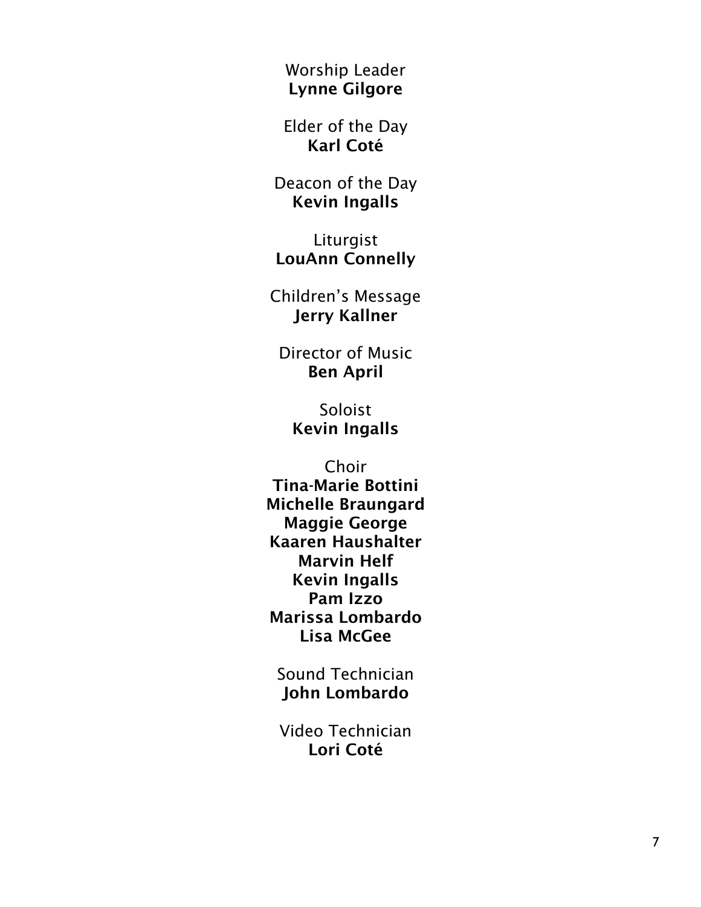Worship Leader
**Lynne Gilgore**

Elder of the Day
**Karl Coté**

Deacon of the Day
**Kevin Ingalls**

Liturgist
**LouAnn Connelly**

Children's Message
**Jerry Kallner**

Director of Music
**Ben April**

Soloist
**Kevin Ingalls**

Choir
**Tina-Marie Bottini**
**Michelle Braungard**
**Maggie George**
**Kaaren Haushalter**
**Marvin Helf**
**Kevin Ingalls**
**Pam Izzo**
**Marissa Lombardo**
**Lisa McGee**

Sound Technician
**John Lombardo**

Video Technician
**Lori Coté**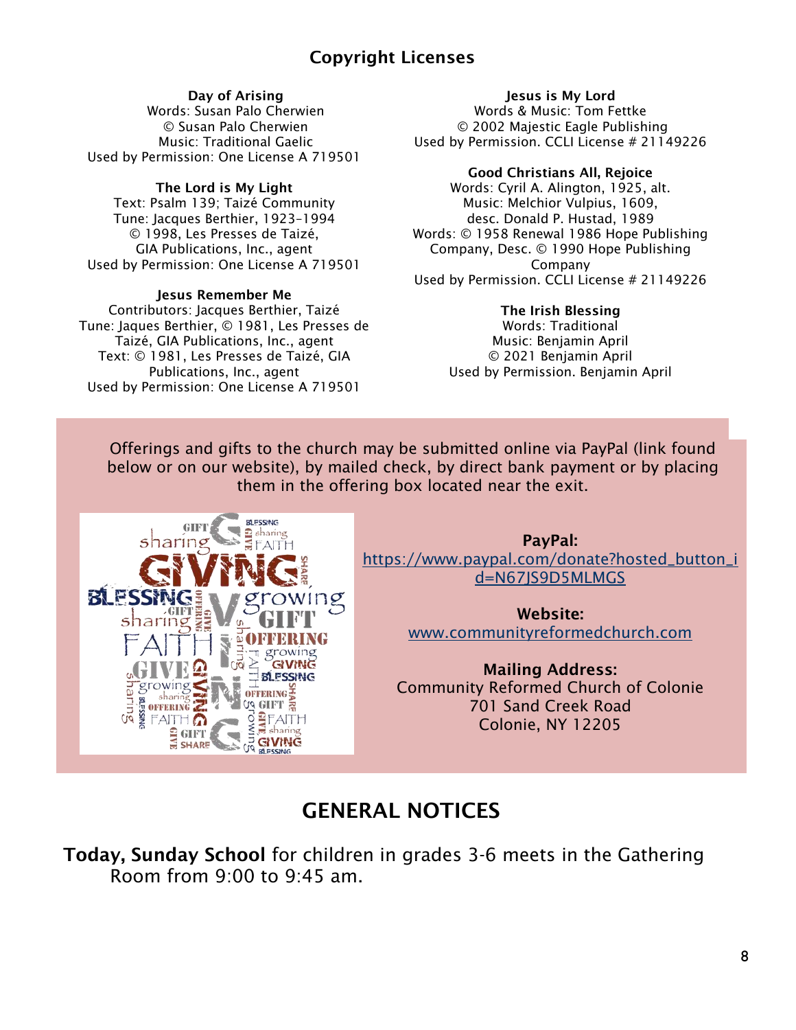## Copyright Licenses

**Day of Arising**
Words: Susan Palo Cherwien
© Susan Palo Cherwien
Music: Traditional Gaelic
Used by Permission: One License A 719501

**The Lord is My Light**
Text: Psalm 139; Taizé Community
Tune: Jacques Berthier, 1923–1994
© 1998, Les Presses de Taizé,
GIA Publications, Inc., agent
Used by Permission: One License A 719501

**Jesus Remember Me**
Contributors: Jacques Berthier, Taizé
Tune: Jaques Berthier, © 1981, Les Presses de Taizé, GIA Publications, Inc., agent
Text: © 1981, Les Presses de Taizé, GIA Publications, Inc., agent
Used by Permission: One License A 719501

**Jesus is My Lord**
Words & Music: Tom Fettke
© 2002 Majestic Eagle Publishing
Used by Permission. CCLI License # 21149226

**Good Christians All, Rejoice**
Words: Cyril A. Alington, 1925, alt.
Music: Melchior Vulpius, 1609,
desc. Donald P. Hustad, 1989
Words: © 1958 Renewal 1986 Hope Publishing Company, Desc. © 1990 Hope Publishing Company
Used by Permission. CCLI License # 21149226

**The Irish Blessing**
Words: Traditional
Music: Benjamin April
© 2021 Benjamin April
Used by Permission. Benjamin April

Offerings and gifts to the church may be submitted online via PayPal (link found below or on our website), by mailed check, by direct bank payment or by placing them in the offering box located near the exit.

**PayPal:**
https://www.paypal.com/donate?hosted_button_id=N67JS9D5MLMGS

**Website:**
www.communityreformedchurch.com

**Mailing Address:**
Community Reformed Church of Colonie
701 Sand Creek Road
Colonie, NY 12205

## GENERAL NOTICES

**Today, Sunday School** for children in grades 3-6 meets in the Gathering Room from 9:00 to 9:45 am.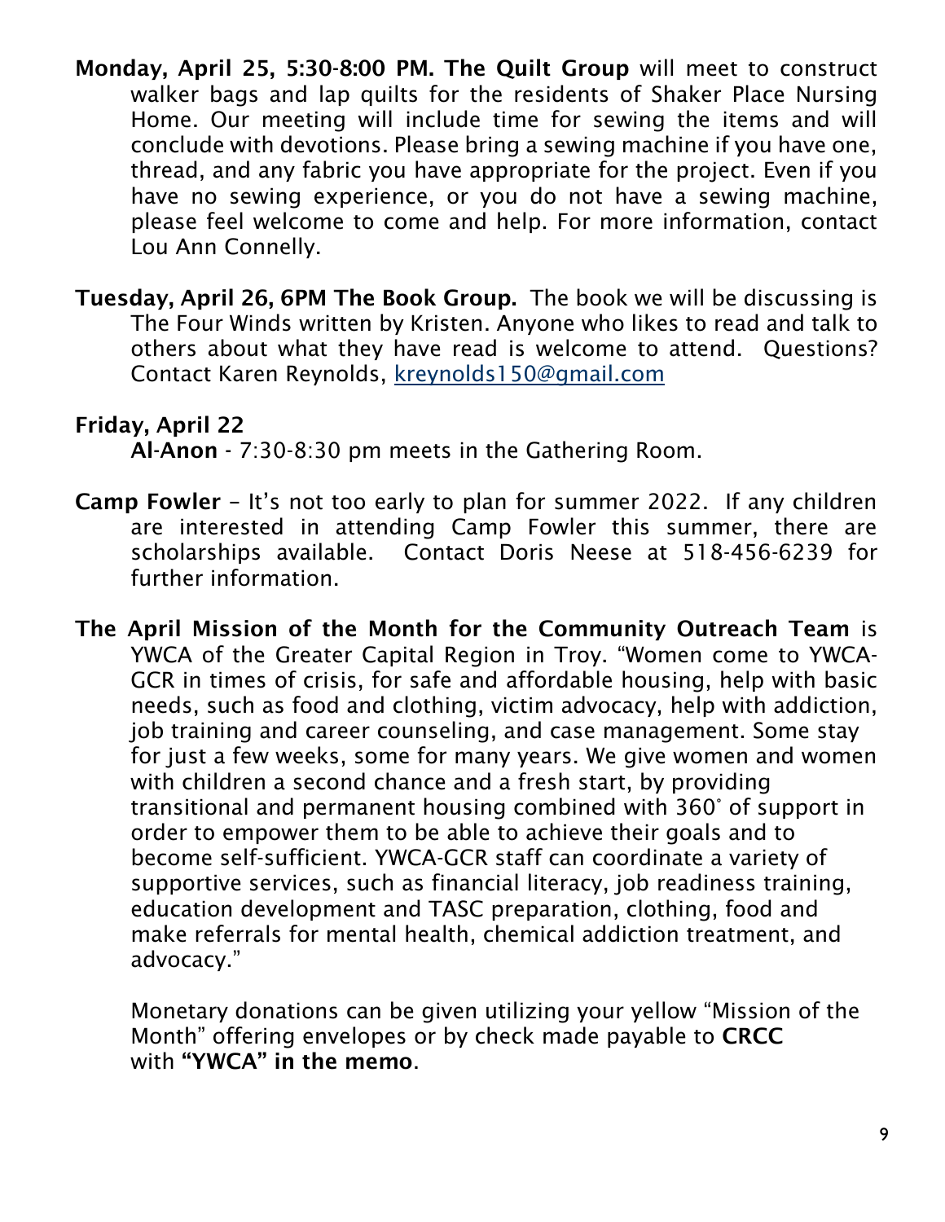**Monday, April 25, 5:30-8:00 PM. The Quilt Group** will meet to construct walker bags and lap quilts for the residents of Shaker Place Nursing Home. Our meeting will include time for sewing the items and will conclude with devotions. Please bring a sewing machine if you have one, thread, and any fabric you have appropriate for the project. Even if you have no sewing experience, or you do not have a sewing machine, please feel welcome to come and help. For more information, contact Lou Ann Connelly.

**Tuesday, April 26, 6PM The Book Group.** The book we will be discussing is The Four Winds written by Kristen. Anyone who likes to read and talk to others about what they have read is welcome to attend. Questions? Contact Karen Reynolds, kreynolds150@gmail.com

**Friday, April 22**

**Al-Anon** - 7:30-8:30 pm meets in the Gathering Room.

**Camp Fowler** – It's not too early to plan for summer 2022. If any children are interested in attending Camp Fowler this summer, there are scholarships available. Contact Doris Neese at 518-456-6239 for further information.

**The April Mission of the Month for the Community Outreach Team** is YWCA of the Greater Capital Region in Troy. "Women come to YWCA-GCR in times of crisis, for safe and affordable housing, help with basic needs, such as food and clothing, victim advocacy, help with addiction, job training and career counseling, and case management. Some stay for just a few weeks, some for many years. We give women and women with children a second chance and a fresh start, by providing transitional and permanent housing combined with 360° of support in order to empower them to be able to achieve their goals and to become self-sufficient. YWCA-GCR staff can coordinate a variety of supportive services, such as financial literacy, job readiness training, education development and TASC preparation, clothing, food and make referrals for mental health, chemical addiction treatment, and advocacy."

Monetary donations can be given utilizing your yellow "Mission of the Month" offering envelopes or by check made payable to **CRCC** with **"YWCA" in the memo**.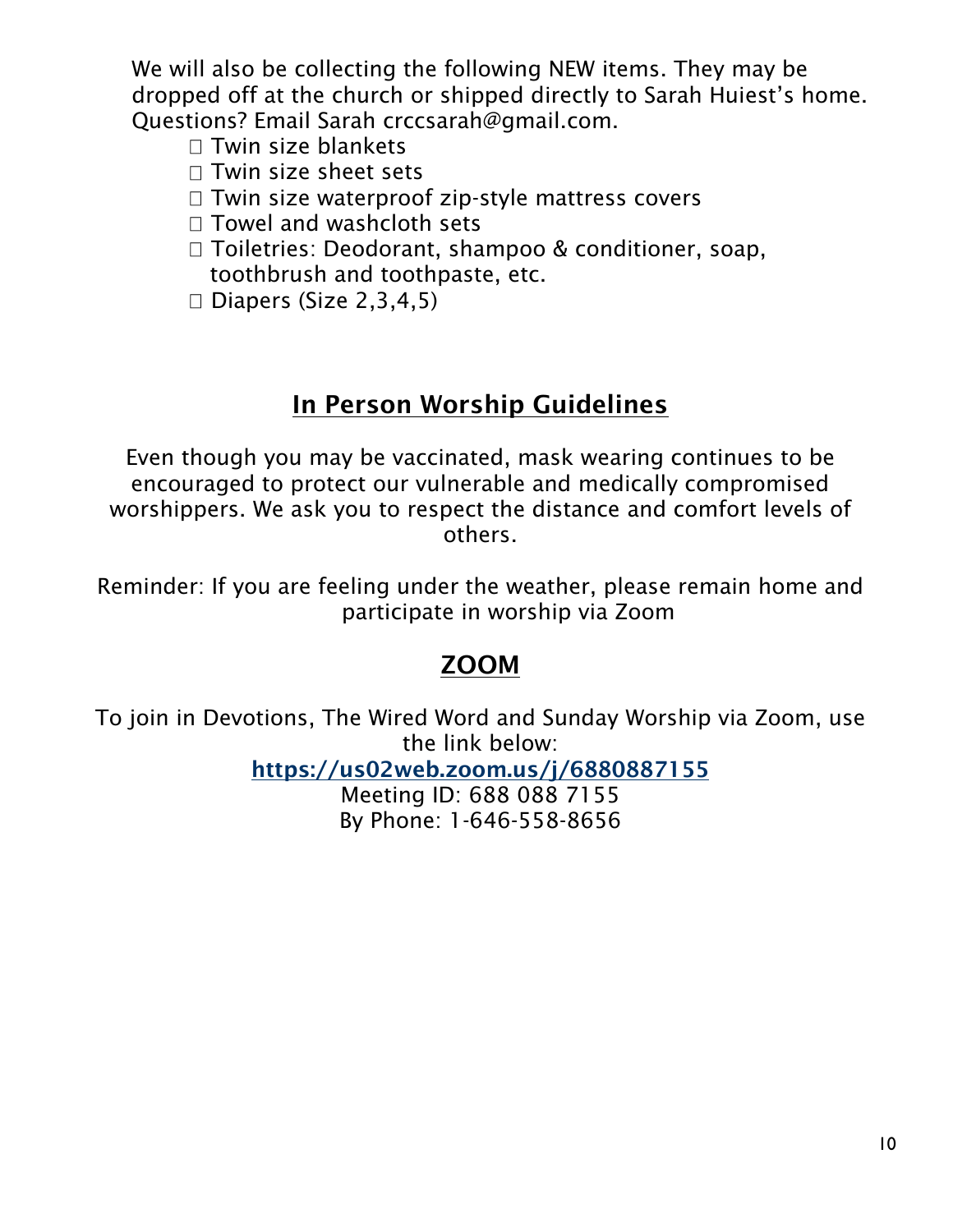We will also be collecting the following NEW items. They may be dropped off at the church or shipped directly to Sarah Huiest's home. Questions? Email Sarah crccsarah@gmail.com.

- Twin size blankets
- Twin size sheet sets
- Twin size waterproof zip-style mattress covers
- Towel and washcloth sets
- Toiletries: Deodorant, shampoo & conditioner, soap, toothbrush and toothpaste, etc.
- Diapers (Size 2,3,4,5)

## In Person Worship Guidelines

Even though you may be vaccinated, mask wearing continues to be encouraged to protect our vulnerable and medically compromised worshippers. We ask you to respect the distance and comfort levels of others.

Reminder: If you are feeling under the weather, please remain home and participate in worship via Zoom

## ZOOM

To join in Devotions, The Wired Word and Sunday Worship via Zoom, use the link below:

**https://us02web.zoom.us/j/6880887155**

Meeting ID: 688 088 7155

By Phone: 1-646-558-8656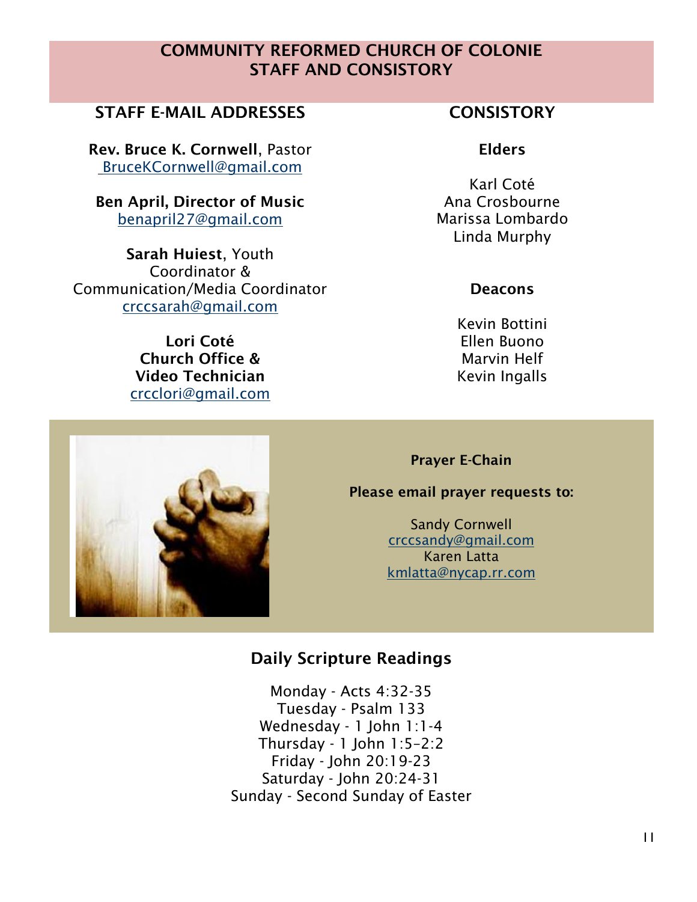# COMMUNITY REFORMED CHURCH OF COLONIE
# STAFF AND CONSISTORY

## STAFF E-MAIL ADDRESSES

**Rev. Bruce K. Cornwell**, Pastor
BruceKCornwell@gmail.com

**Ben April, Director of Music**
benapril27@gmail.com

**Sarah Huiest**, Youth Coordinator & Communication/Media Coordinator
crccsarah@gmail.com

**Lori Coté**
**Church Office &**
**Video Technician**
crcclori@gmail.com

## CONSISTORY

### Elders

Karl Coté
Ana Crosbourne
Marissa Lombardo
Linda Murphy

### Deacons

Kevin Bottini
Ellen Buono
Marvin Helf
Kevin Ingalls

**Prayer E-Chain**

**Please email prayer requests to:**

Sandy Cornwell
crccsandy@gmail.com
Karen Latta
kmlatta@nycap.rr.com

## Daily Scripture Readings

Monday - Acts 4:32-35
Tuesday - Psalm 133
Wednesday - 1 John 1:1-4
Thursday - 1 John 1:5–2:2
Friday - John 20:19-23
Saturday - John 20:24-31
Sunday - Second Sunday of Easter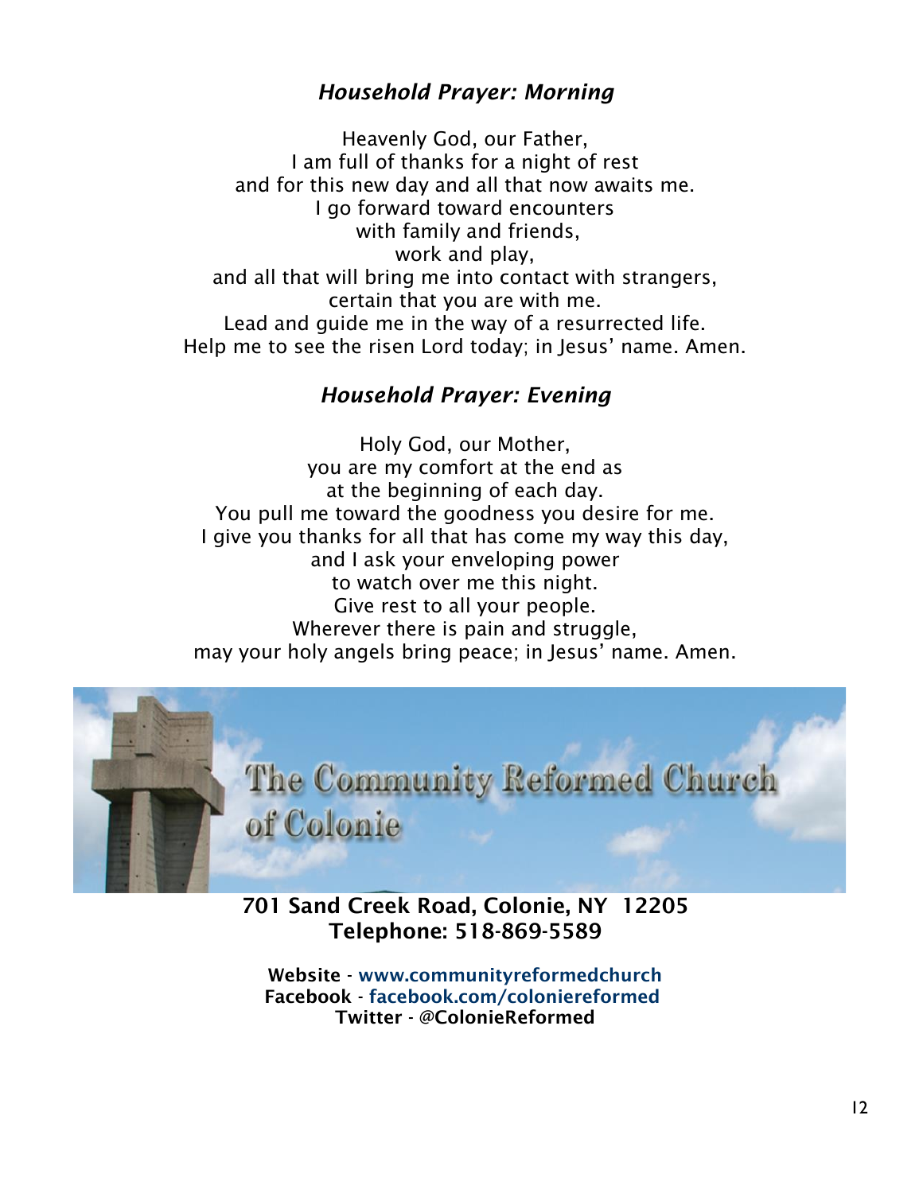### *Household Prayer: Morning*

Heavenly God, our Father,
I am full of thanks for a night of rest
and for this new day and all that now awaits me.
I go forward toward encounters
with family and friends,
work and play,
and all that will bring me into contact with strangers,
certain that you are with me.
Lead and guide me in the way of a resurrected life.
Help me to see the risen Lord today; in Jesus' name. Amen.

### *Household Prayer: Evening*

Holy God, our Mother,
you are my comfort at the end as
at the beginning of each day.
You pull me toward the goodness you desire for me.
I give you thanks for all that has come my way this day,
and I ask your enveloping power
to watch over me this night.
Give rest to all your people.
Wherever there is pain and struggle,
may your holy angels bring peace; in Jesus' name. Amen.

The Community Reformed Church of Colonie

**701 Sand Creek Road, Colonie, NY 12205**
**Telephone: 518-869-5589**

**Website** - **www.communityreformedchurch**
**Facebook** - **facebook.com/coloniereformed**
**Twitter** - **@ColonieReformed**